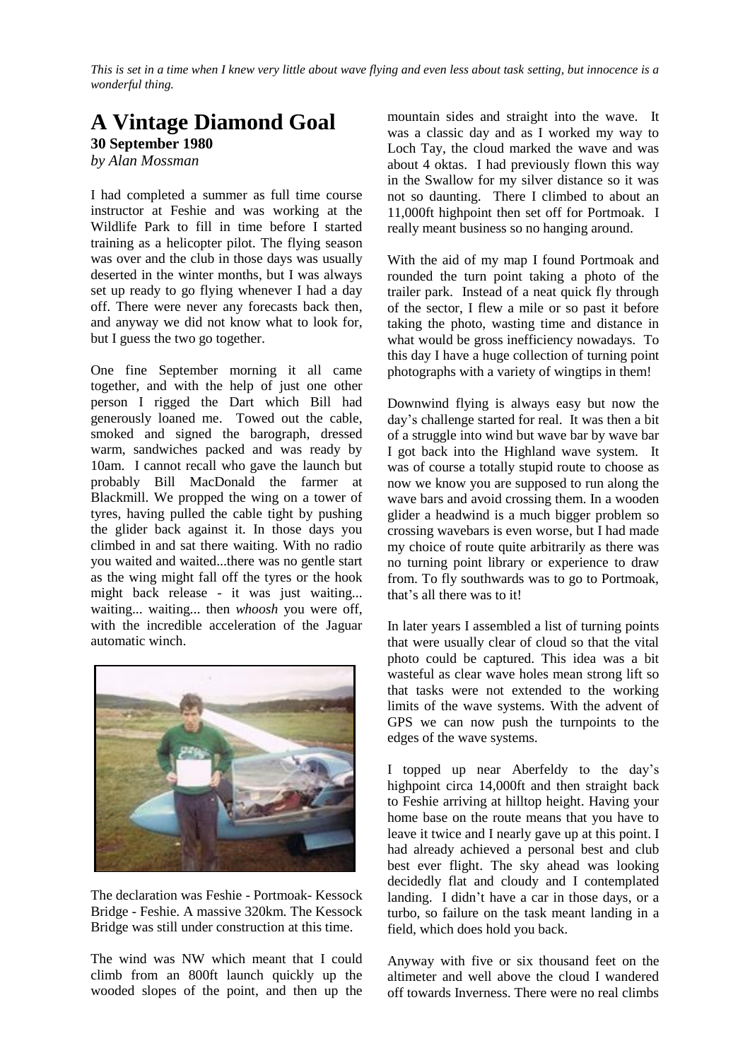*This is set in a time when I knew very little about wave flying and even less about task setting, but innocence is a wonderful thing.*

# A Vintage Diamond Goal

**30 September 1980**

*by Alan Mossman*

I had completed a summer as full time course instructor at Feshie and was working at the Wildlife Park to fill in time before I started training as a helicopter pilot. The flying season was over and the club in those days was usually deserted in the winter months, but I was always set up ready to go flying whenever I had a day off. There were never any forecasts back then, and anyway we did not know what to look for, but I guess the two go together.

One fine September morning it all came together, and with the help of just one other person I rigged the Dart which Bill had generously loaned me. Towed out the cable, smoked and signed the barograph, dressed warm, sandwiches packed and was ready by 10am. I cannot recall who gave the launch but probably Bill MacDonald the farmer at Blackmill. We propped the wing on a tower of tyres, having pulled the cable tight by pushing the glider back against it. In those days you climbed in and sat there waiting. With no radio you waited and waited...there was no gentle start as the wing might fall off the tyres or the hook might back release - it was just waiting... waiting... waiting... then *whoosh* you were off, with the incredible acceleration of the Jaguar automatic winch.

The declaration was Feshie - Portmoak- Kessock Bridge - Feshie. A massive 320km. The Kessock Bridge was still under construction at this time.

The wind was NW which meant that I could climb from an 800ft launch quickly up the wooded slopes of the point, and then up the mountain sides and straight into the wave. It was a classic day and as I worked my way to Loch Tay, the cloud marked the wave and was about 4 oktas. I had previously flown this way in the Swallow for my silver distance so it was not so daunting. There I climbed to about an 11,000ft highpoint then set off for Portmoak. I really meant business so no hanging around.

With the aid of my map I found Portmoak and rounded the turn point taking a photo of the trailer park. Instead of a neat quick fly through of the sector, I flew a mile or so past it before taking the photo, wasting time and distance in what would be gross inefficiency nowadays. To this day I have a huge collection of turning point photographs with a variety of wingtips in them!

Downwind flying is always easy but now the day's challenge started for real. It was then a bit of a struggle into wind but wave bar by wave bar I got back into the Highland wave system. It was of course a totally stupid route to choose as now we know you are supposed to run along the wave bars and avoid crossing them. In a wooden glider a headwind is a much bigger problem so crossing wavebars is even worse, but I had made my choice of route quite arbitrarily as there was no turning point library or experience to draw from. To fly southwards was to go to Portmoak, that's all there was to it!

In later years I assembled a list of turning points that were usually clear of cloud so that the vital photo could be captured. This idea was a bit wasteful as clear wave holes mean strong lift so that tasks were not extended to the working limits of the wave systems. With the advent of GPS we can now push the turnpoints to the edges of the wave systems.

I topped up near Aberfeldy to the day's highpoint circa 14,000ft and then straight back to Feshie arriving at hilltop height. Having your home base on the route means that you have to leave it twice and I nearly gave up at this point. I had already achieved a personal best and club best ever flight. The sky ahead was looking decidedly flat and cloudy and I contemplated landing. I didn't have a car in those days, or a turbo, so failure on the task meant landing in a field, which does hold you back.

Anyway with five or six thousand feet on the altimeter and well above the cloud I wandered off towards Inverness. There were no real climbs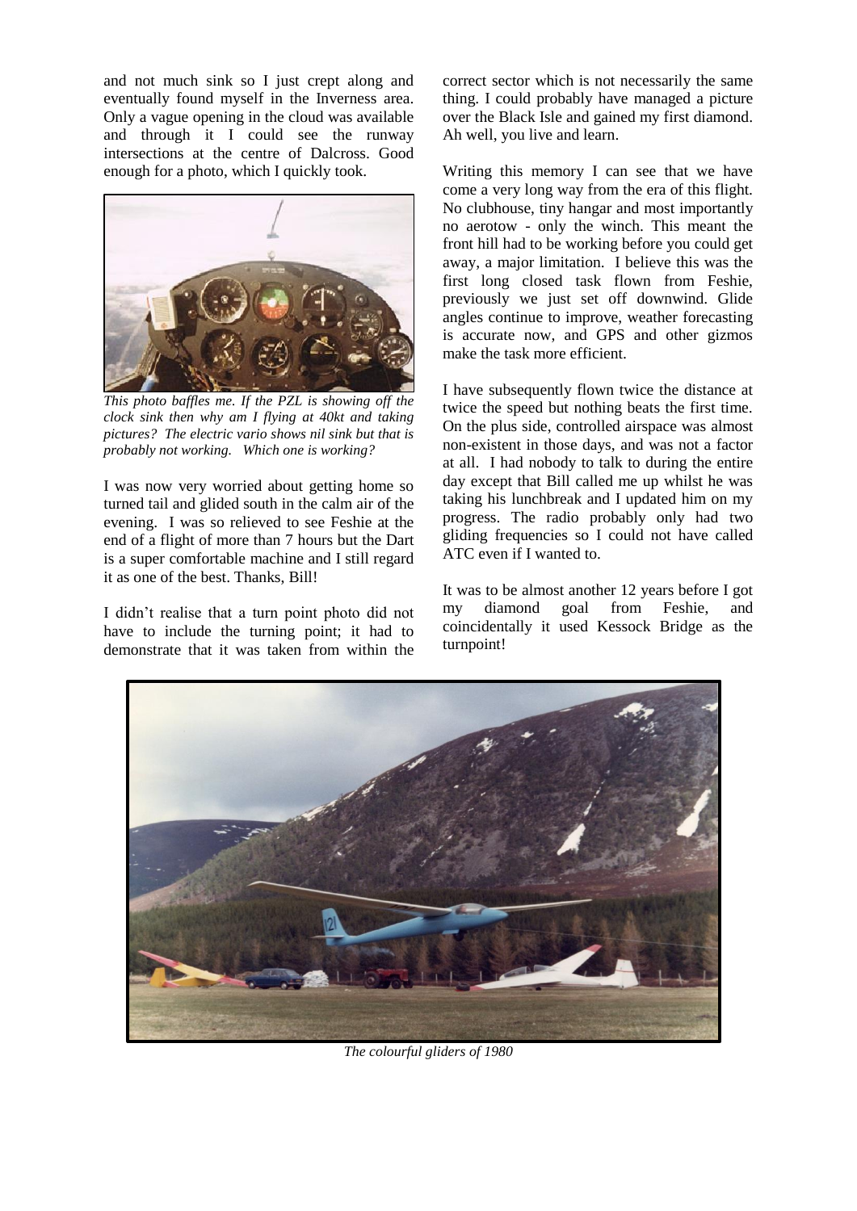and not much sink so I just crept along and eventually found myself in the Inverness area. Only a vague opening in the cloud was available and through it I could see the runway intersections at the centre of Dalcross. Good enough for a photo, which I quickly took.

*This photo baffles me. If the PZL is showing off the clock sink then why am I flying at 40kt and taking pictures? The electric vario shows nil sink but that is probably not working. Which one is working?*

I was now very worried about getting home so turned tail and glided south in the calm air of the evening. I was so relieved to see Feshie at the end of a flight of more than 7 hours but the Dart is a super comfortable machine and I still regard it as one of the best. Thanks, Bill!

I didn't realise that a turn point photo did not have to include the turning point; it had to demonstrate that it was taken from within the correct sector which is not necessarily the same thing. I could probably have managed a picture over the Black Isle and gained my first diamond. Ah well, you live and learn.

Writing this memory I can see that we have come a very long way from the era of this flight. No clubhouse, tiny hangar and most importantly no aerotow - only the winch. This meant the front hill had to be working before you could get away, a major limitation. I believe this was the first long closed task flown from Feshie, previously we just set off downwind. Glide angles continue to improve, weather forecasting is accurate now, and GPS and other gizmos make the task more efficient.

I have subsequently flown twice the distance at twice the speed but nothing beats the first time. On the plus side, controlled airspace was almost non-existent in those days, and was not a factor at all. I had nobody to talk to during the entire day except that Bill called me up whilst he was taking his lunchbreak and I updated him on my progress. The radio probably only had two gliding frequencies so I could not have called ATC even if I wanted to.

It was to be almost another 12 years before I got my diamond goal from Feshie, and coincidentally it used Kessock Bridge as the turnpoint!

*The colourful gliders of 1980*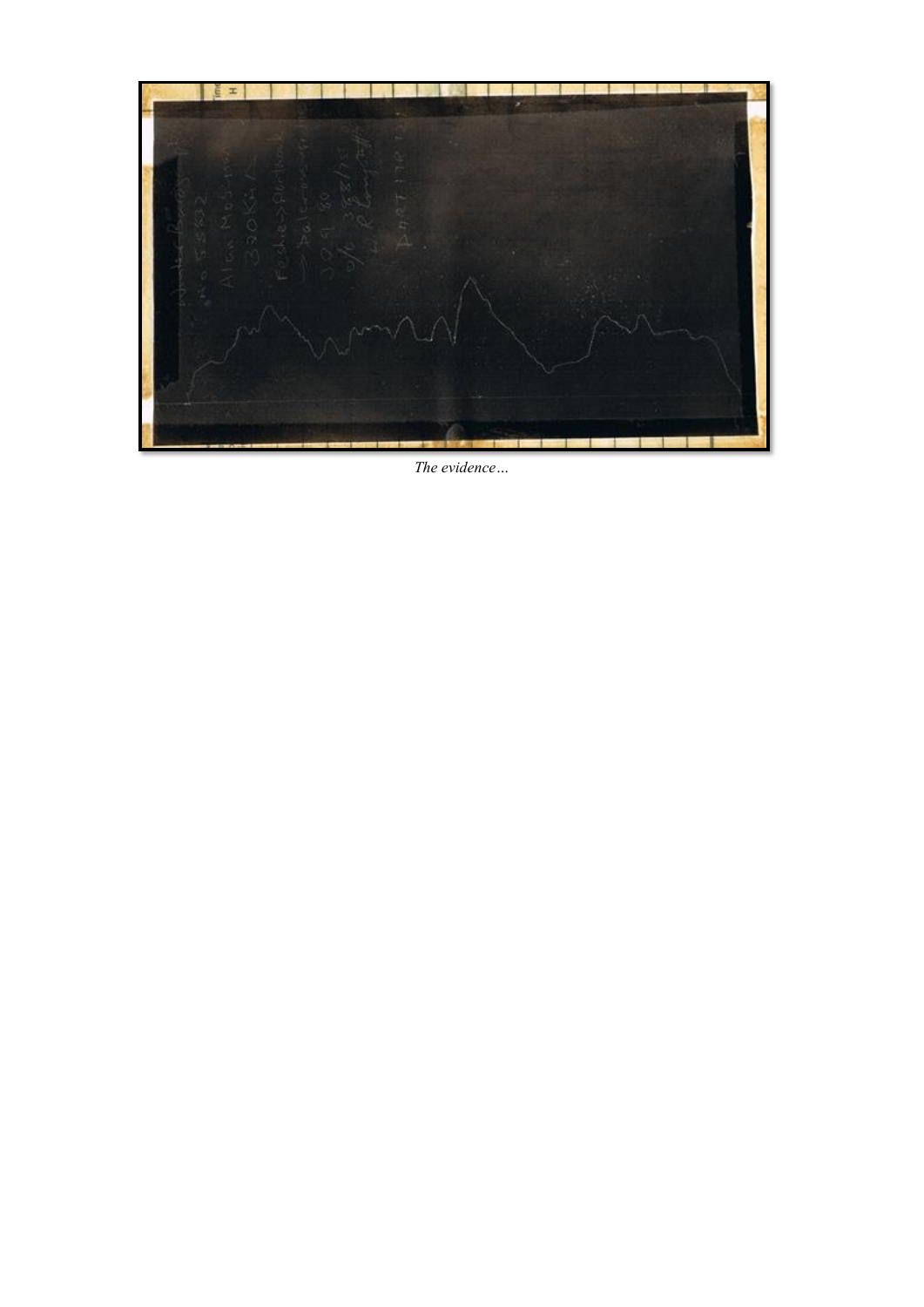*The evidence…*